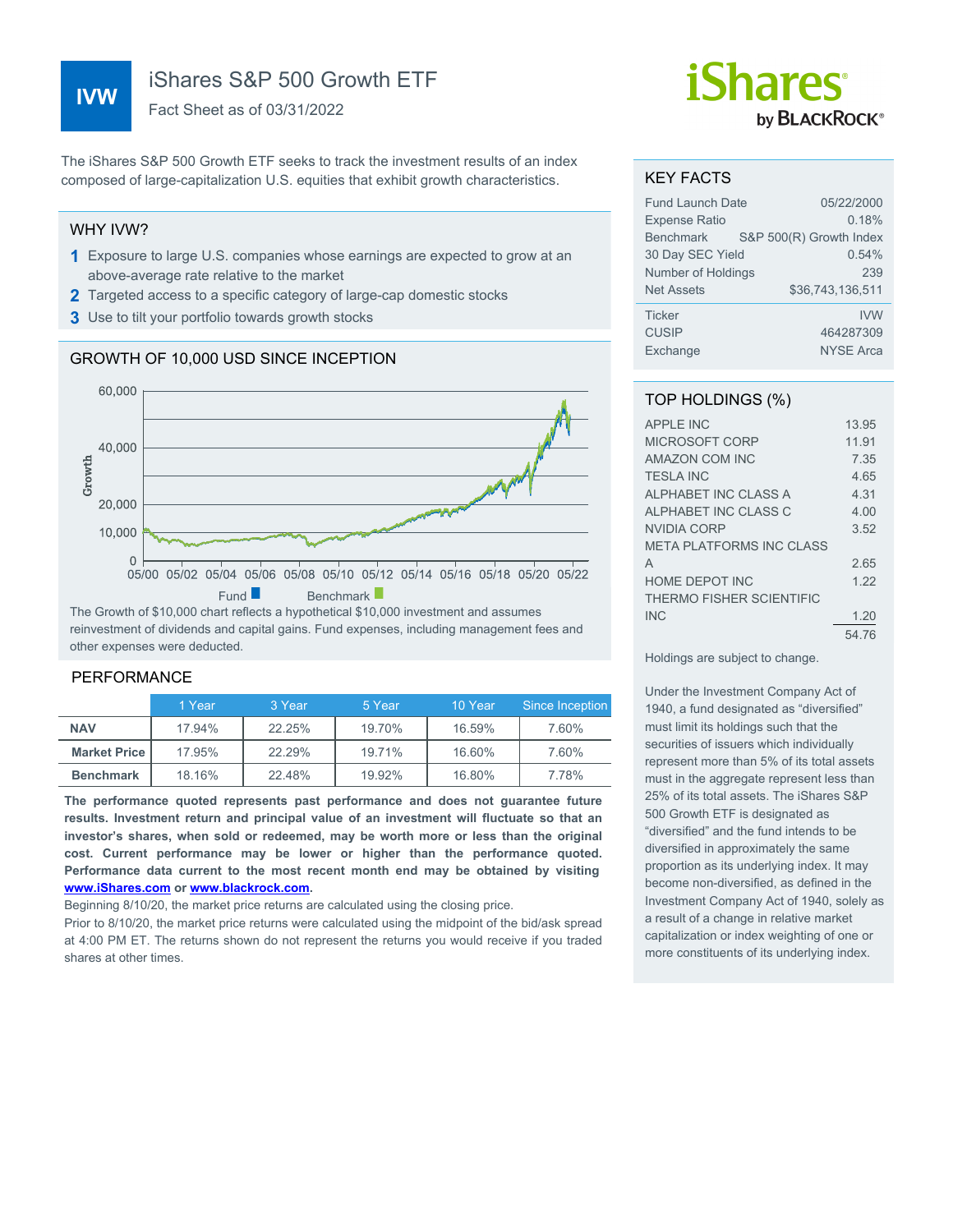# IVW iShares S&P 500 Growth ETF

Fact Sheet as of 03/31/2022

iShares by BLACKROCK®

The iShares S&P 500 Growth ETF seeks to track the investment results of an index composed of large-capitalization U.S. equities that exhibit growth characteristics.

## WHY IVW?

1. Exposure to large U.S. companies whose earnings are expected to grow at an above-average rate relative to the market
2. Targeted access to a specific category of large-cap domestic stocks
3. Use to tilt your portfolio towards growth stocks

## GROWTH OF 10,000 USD SINCE INCEPTION

Fund / Benchmark

The Growth of $10,000 chart reflects a hypothetical $10,000 investment and assumes reinvestment of dividends and capital gains. Fund expenses, including management fees and other expenses were deducted.

## PERFORMANCE

| | 1 Year | 3 Year | 5 Year | 10 Year | Since Inception |
|---|---|---|---|---|---|
| **NAV** | 17.94% | 22.25% | 19.70% | 16.59% | 7.60% |
| **Market Price** | 17.95% | 22.29% | 19.71% | 16.60% | 7.60% |
| **Benchmark** | 18.16% | 22.48% | 19.92% | 16.80% | 7.78% |

**The performance quoted represents past performance and does not guarantee future results. Investment return and principal value of an investment will fluctuate so that an investor's shares, when sold or redeemed, may be worth more or less than the original cost. Current performance may be lower or higher than the performance quoted. Performance data current to the most recent month end may be obtained by visiting www.iShares.com or www.blackrock.com.**

Beginning 8/10/20, the market price returns are calculated using the closing price.

Prior to 8/10/20, the market price returns were calculated using the midpoint of the bid/ask spread at 4:00 PM ET. The returns shown do not represent the returns you would receive if you traded shares at other times.

## KEY FACTS

| | |
|---|---|
| Fund Launch Date | 05/22/2000 |
| Expense Ratio | 0.18% |
| Benchmark | S&P 500(R) Growth Index |
| 30 Day SEC Yield | 0.54% |
| Number of Holdings | 239 |
| Net Assets | $36,743,136,511 |
| Ticker | IVW |
| CUSIP | 464287309 |
| Exchange | NYSE Arca |

## TOP HOLDINGS (%)

| | |
|---|---|
| APPLE INC | 13.95 |
| MICROSOFT CORP | 11.91 |
| AMAZON COM INC | 7.35 |
| TESLA INC | 4.65 |
| ALPHABET INC CLASS A | 4.31 |
| ALPHABET INC CLASS C | 4.00 |
| NVIDIA CORP | 3.52 |
| META PLATFORMS INC CLASS A | 2.65 |
| HOME DEPOT INC | 1.22 |
| THERMO FISHER SCIENTIFIC INC | 1.20 |
| | 54.76 |

Holdings are subject to change.

Under the Investment Company Act of 1940, a fund designated as "diversified" must limit its holdings such that the securities of issuers which individually represent more than 5% of its total assets must in the aggregate represent less than 25% of its total assets. The iShares S&P 500 Growth ETF is designated as "diversified" and the fund intends to be diversified in approximately the same proportion as its underlying index. It may become non-diversified, as defined in the Investment Company Act of 1940, solely as a result of a change in relative market capitalization or index weighting of one or more constituents of its underlying index.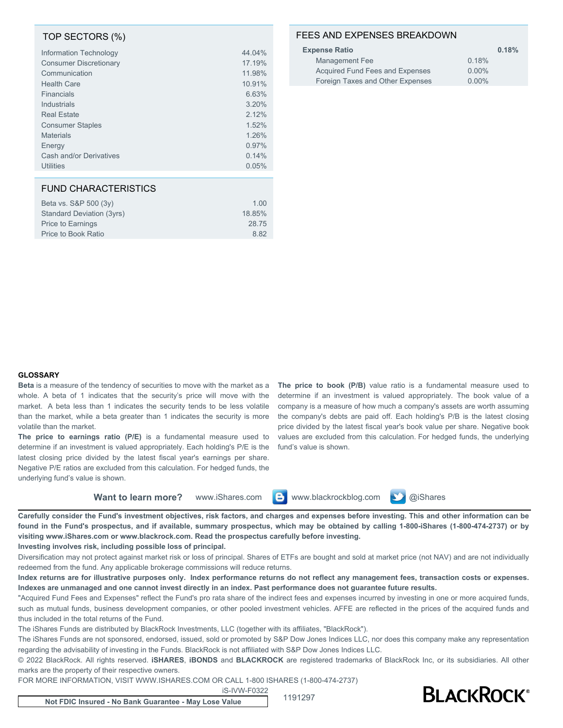## TOP SECTORS (%)

| Sector | % |
|---|---|
| Information Technology | 44.04% |
| Consumer Discretionary | 17.19% |
| Communication | 11.98% |
| Health Care | 10.91% |
| Financials | 6.63% |
| Industrials | 3.20% |
| Real Estate | 2.12% |
| Consumer Staples | 1.52% |
| Materials | 1.26% |
| Energy | 0.97% |
| Cash and/or Derivatives | 0.14% |
| Utilities | 0.05% |

## FUND CHARACTERISTICS

| Characteristic | Value |
|---|---|
| Beta vs. S&P 500 (3y) | 1.00 |
| Standard Deviation (3yrs) | 18.85% |
| Price to Earnings | 28.75 |
| Price to Book Ratio | 8.82 |

## FEES AND EXPENSES BREAKDOWN

| | | |
|---|---|---|
| **Expense Ratio** | | **0.18%** |
| Management Fee | 0.18% | |
| Acquired Fund Fees and Expenses | 0.00% | |
| Foreign Taxes and Other Expenses | 0.00% | |

### GLOSSARY

**Beta** is a measure of the tendency of securities to move with the market as a whole. A beta of 1 indicates that the security's price will move with the market. A beta less than 1 indicates the security tends to be less volatile than the market, while a beta greater than 1 indicates the security is more volatile than the market.

**The price to earnings ratio (P/E)** is a fundamental measure used to determine if an investment is valued appropriately. Each holding's P/E is the latest closing price divided by the latest fiscal year's earnings per share. Negative P/E ratios are excluded from this calculation. For hedged funds, the underlying fund's value is shown.

**The price to book (P/B)** value ratio is a fundamental measure used to determine if an investment is valued appropriately. The book value of a company is a measure of how much a company's assets are worth assuming the company's debts are paid off. Each holding's P/B is the latest closing price divided by the latest fiscal year's book value per share. Negative book values are excluded from this calculation. For hedged funds, the underlying fund's value is shown.

**Want to learn more?** www.iShares.com www.blackrockblog.com @iShares

**Carefully consider the Fund's investment objectives, risk factors, and charges and expenses before investing. This and other information can be found in the Fund's prospectus, and if available, summary prospectus, which may be obtained by calling 1-800-iShares (1-800-474-2737) or by visiting www.iShares.com or www.blackrock.com. Read the prospectus carefully before investing.**

**Investing involves risk, including possible loss of principal.**

Diversification may not protect against market risk or loss of principal. Shares of ETFs are bought and sold at market price (not NAV) and are not individually redeemed from the fund. Any applicable brokerage commissions will reduce returns.

**Index returns are for illustrative purposes only. Index performance returns do not reflect any management fees, transaction costs or expenses. Indexes are unmanaged and one cannot invest directly in an index. Past performance does not guarantee future results.**

"Acquired Fund Fees and Expenses" reflect the Fund's pro rata share of the indirect fees and expenses incurred by investing in one or more acquired funds, such as mutual funds, business development companies, or other pooled investment vehicles. AFFE are reflected in the prices of the acquired funds and thus included in the total returns of the Fund.

The iShares Funds are distributed by BlackRock Investments, LLC (together with its affiliates, "BlackRock").

The iShares Funds are not sponsored, endorsed, issued, sold or promoted by S&P Dow Jones Indices LLC, nor does this company make any representation regarding the advisability of investing in the Funds. BlackRock is not affiliated with S&P Dow Jones Indices LLC.

© 2022 BlackRock. All rights reserved. **iSHARES**, **iBONDS** and **BLACKROCK** are registered trademarks of BlackRock Inc, or its subsidiaries. All other marks are the property of their respective owners.

FOR MORE INFORMATION, VISIT WWW.ISHARES.COM OR CALL 1-800 ISHARES (1-800-474-2737)

iS-IVW-F0322

**Not FDIC Insured - No Bank Guarantee - May Lose Value**

1191297

BLACKROCK®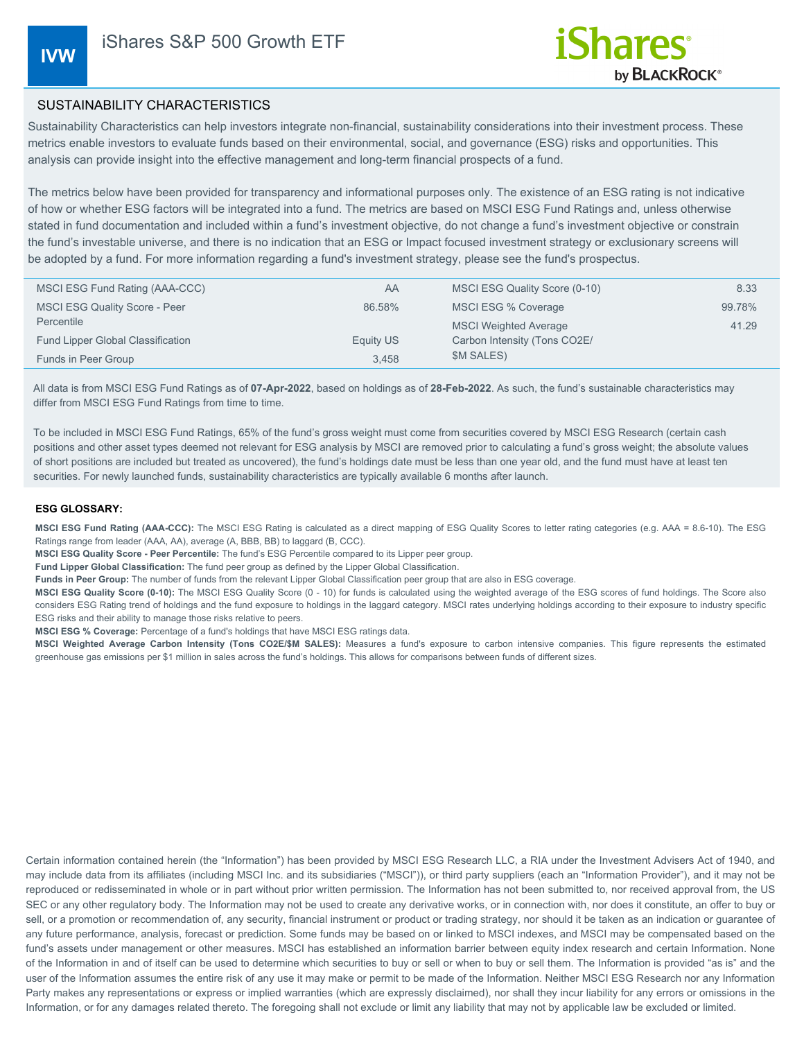# IVW iShares S&P 500 Growth ETF

## SUSTAINABILITY CHARACTERISTICS

Sustainability Characteristics can help investors integrate non-financial, sustainability considerations into their investment process. These metrics enable investors to evaluate funds based on their environmental, social, and governance (ESG) risks and opportunities. This analysis can provide insight into the effective management and long-term financial prospects of a fund.

The metrics below have been provided for transparency and informational purposes only. The existence of an ESG rating is not indicative of how or whether ESG factors will be integrated into a fund. The metrics are based on MSCI ESG Fund Ratings and, unless otherwise stated in fund documentation and included within a fund's investment objective, do not change a fund's investment objective or constrain the fund's investable universe, and there is no indication that an ESG or Impact focused investment strategy or exclusionary screens will be adopted by a fund. For more information regarding a fund's investment strategy, please see the fund's prospectus.

| | | | |
|---|---|---|---|
| MSCI ESG Fund Rating (AAA-CCC) | AA | MSCI ESG Quality Score (0-10) | 8.33 |
| MSCI ESG Quality Score - Peer Percentile | 86.58% | MSCI ESG % Coverage | 99.78% |
| Fund Lipper Global Classification | Equity US | MSCI Weighted Average Carbon Intensity (Tons CO2E/ $M SALES) | 41.29 |
| Funds in Peer Group | 3,458 | | |

All data is from MSCI ESG Fund Ratings as of **07-Apr-2022**, based on holdings as of **28-Feb-2022**. As such, the fund's sustainable characteristics may differ from MSCI ESG Fund Ratings from time to time.

To be included in MSCI ESG Fund Ratings, 65% of the fund's gross weight must come from securities covered by MSCI ESG Research (certain cash positions and other asset types deemed not relevant for ESG analysis by MSCI are removed prior to calculating a fund's gross weight; the absolute values of short positions are included but treated as uncovered), the fund's holdings date must be less than one year old, and the fund must have at least ten securities. For newly launched funds, sustainability characteristics are typically available 6 months after launch.

### ESG GLOSSARY:

**MSCI ESG Fund Rating (AAA-CCC):** The MSCI ESG Rating is calculated as a direct mapping of ESG Quality Scores to letter rating categories (e.g. AAA = 8.6-10). The ESG Ratings range from leader (AAA, AA), average (A, BBB, BB) to laggard (B, CCC).

**MSCI ESG Quality Score - Peer Percentile:** The fund's ESG Percentile compared to its Lipper peer group.

**Fund Lipper Global Classification:** The fund peer group as defined by the Lipper Global Classification.

**Funds in Peer Group:** The number of funds from the relevant Lipper Global Classification peer group that are also in ESG coverage.

**MSCI ESG Quality Score (0-10):** The MSCI ESG Quality Score (0 - 10) for funds is calculated using the weighted average of the ESG scores of fund holdings. The Score also considers ESG Rating trend of holdings and the fund exposure to holdings in the laggard category. MSCI rates underlying holdings according to their exposure to industry specific ESG risks and their ability to manage those risks relative to peers.

**MSCI ESG % Coverage:** Percentage of a fund's holdings that have MSCI ESG ratings data.

**MSCI Weighted Average Carbon Intensity (Tons CO2E/$M SALES):** Measures a fund's exposure to carbon intensive companies. This figure represents the estimated greenhouse gas emissions per $1 million in sales across the fund's holdings. This allows for comparisons between funds of different sizes.

Certain information contained herein (the "Information") has been provided by MSCI ESG Research LLC, a RIA under the Investment Advisers Act of 1940, and may include data from its affiliates (including MSCI Inc. and its subsidiaries ("MSCI")), or third party suppliers (each an "Information Provider"), and it may not be reproduced or redisseminated in whole or in part without prior written permission. The Information has not been submitted to, nor received approval from, the US SEC or any other regulatory body. The Information may not be used to create any derivative works, or in connection with, nor does it constitute, an offer to buy or sell, or a promotion or recommendation of, any security, financial instrument or product or trading strategy, nor should it be taken as an indication or guarantee of any future performance, analysis, forecast or prediction. Some funds may be based on or linked to MSCI indexes, and MSCI may be compensated based on the fund's assets under management or other measures. MSCI has established an information barrier between equity index research and certain Information. None of the Information in and of itself can be used to determine which securities to buy or sell or when to buy or sell them. The Information is provided "as is" and the user of the Information assumes the entire risk of any use it may make or permit to be made of the Information. Neither MSCI ESG Research nor any Information Party makes any representations or express or implied warranties (which are expressly disclaimed), nor shall they incur liability for any errors or omissions in the Information, or for any damages related thereto. The foregoing shall not exclude or limit any liability that may not by applicable law be excluded or limited.